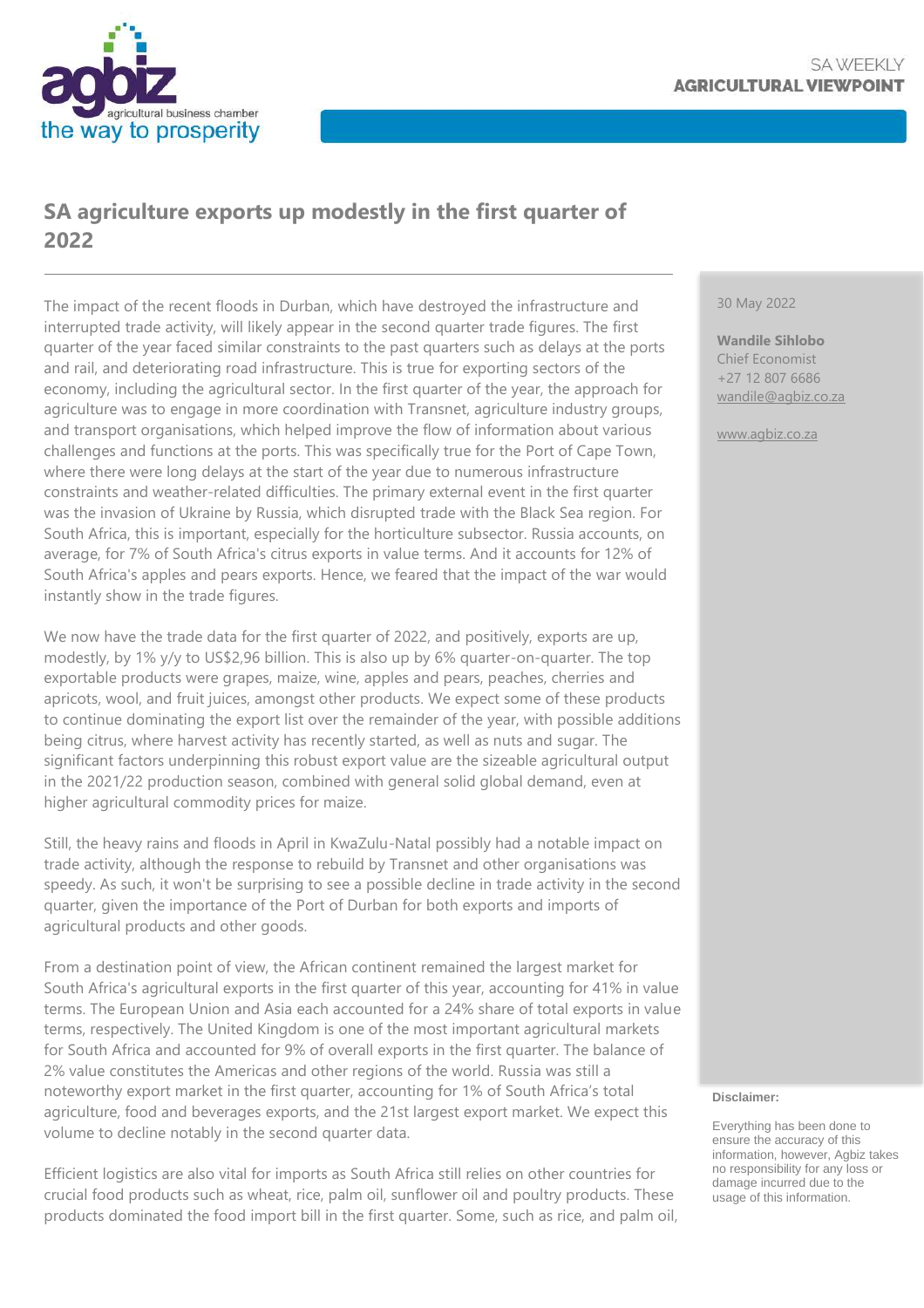SA WEEKLY
**AGRICULTURAL VIEWPOINT**

# SA agriculture exports up modestly in the first quarter of 2022

30 May 2022

**Wandile Sihlobo**
Chief Economist
+27 12 807 6686
wandile@agbiz.co.za

www.agbiz.co.za

The impact of the recent floods in Durban, which have destroyed the infrastructure and interrupted trade activity, will likely appear in the second quarter trade figures. The first quarter of the year faced similar constraints to the past quarters such as delays at the ports and rail, and deteriorating road infrastructure. This is true for exporting sectors of the economy, including the agricultural sector. In the first quarter of the year, the approach for agriculture was to engage in more coordination with Transnet, agriculture industry groups, and transport organisations, which helped improve the flow of information about various challenges and functions at the ports. This was specifically true for the Port of Cape Town, where there were long delays at the start of the year due to numerous infrastructure constraints and weather-related difficulties. The primary external event in the first quarter was the invasion of Ukraine by Russia, which disrupted trade with the Black Sea region. For South Africa, this is important, especially for the horticulture subsector. Russia accounts, on average, for 7% of South Africa's citrus exports in value terms. And it accounts for 12% of South Africa's apples and pears exports. Hence, we feared that the impact of the war would instantly show in the trade figures.

We now have the trade data for the first quarter of 2022, and positively, exports are up, modestly, by 1% y/y to US$2,96 billion. This is also up by 6% quarter-on-quarter. The top exportable products were grapes, maize, wine, apples and pears, peaches, cherries and apricots, wool, and fruit juices, amongst other products. We expect some of these products to continue dominating the export list over the remainder of the year, with possible additions being citrus, where harvest activity has recently started, as well as nuts and sugar. The significant factors underpinning this robust export value are the sizeable agricultural output in the 2021/22 production season, combined with general solid global demand, even at higher agricultural commodity prices for maize.

Still, the heavy rains and floods in April in KwaZulu-Natal possibly had a notable impact on trade activity, although the response to rebuild by Transnet and other organisations was speedy. As such, it won't be surprising to see a possible decline in trade activity in the second quarter, given the importance of the Port of Durban for both exports and imports of agricultural products and other goods.

From a destination point of view, the African continent remained the largest market for South Africa's agricultural exports in the first quarter of this year, accounting for 41% in value terms. The European Union and Asia each accounted for a 24% share of total exports in value terms, respectively. The United Kingdom is one of the most important agricultural markets for South Africa and accounted for 9% of overall exports in the first quarter. The balance of 2% value constitutes the Americas and other regions of the world. Russia was still a noteworthy export market in the first quarter, accounting for 1% of South Africa's total agriculture, food and beverages exports, and the 21st largest export market. We expect this volume to decline notably in the second quarter data.

Efficient logistics are also vital for imports as South Africa still relies on other countries for crucial food products such as wheat, rice, palm oil, sunflower oil and poultry products. These products dominated the food import bill in the first quarter. Some, such as rice, and palm oil,

**Disclaimer:**

Everything has been done to ensure the accuracy of this information, however, Agbiz takes no responsibility for any loss or damage incurred due to the usage of this information.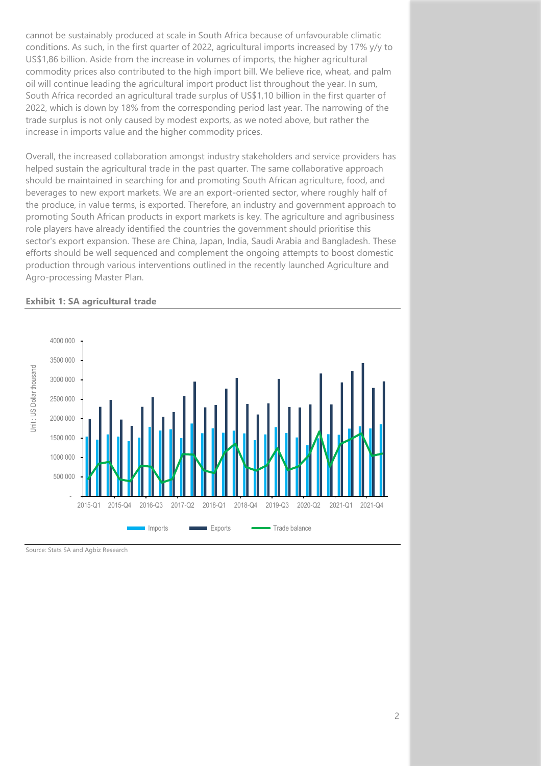cannot be sustainably produced at scale in South Africa because of unfavourable climatic conditions. As such, in the first quarter of 2022, agricultural imports increased by 17% y/y to US$1,86 billion. Aside from the increase in volumes of imports, the higher agricultural commodity prices also contributed to the high import bill. We believe rice, wheat, and palm oil will continue leading the agricultural import product list throughout the year. In sum, South Africa recorded an agricultural trade surplus of US$1,10 billion in the first quarter of 2022, which is down by 18% from the corresponding period last year. The narrowing of the trade surplus is not only caused by modest exports, as we noted above, but rather the increase in imports value and the higher commodity prices.

Overall, the increased collaboration amongst industry stakeholders and service providers has helped sustain the agricultural trade in the past quarter. The same collaborative approach should be maintained in searching for and promoting South African agriculture, food, and beverages to new export markets. We are an export-oriented sector, where roughly half of the produce, in value terms, is exported. Therefore, an industry and government approach to promoting South African products in export markets is key. The agriculture and agribusiness role players have already identified the countries the government should prioritise this sector's export expansion. These are China, Japan, India, Saudi Arabia and Bangladesh. These efforts should be well sequenced and complement the ongoing attempts to boost domestic production through various interventions outlined in the recently launched Agriculture and Agro-processing Master Plan.

**Exhibit 1: SA agricultural trade**

Source: Stats SA and Agbiz Research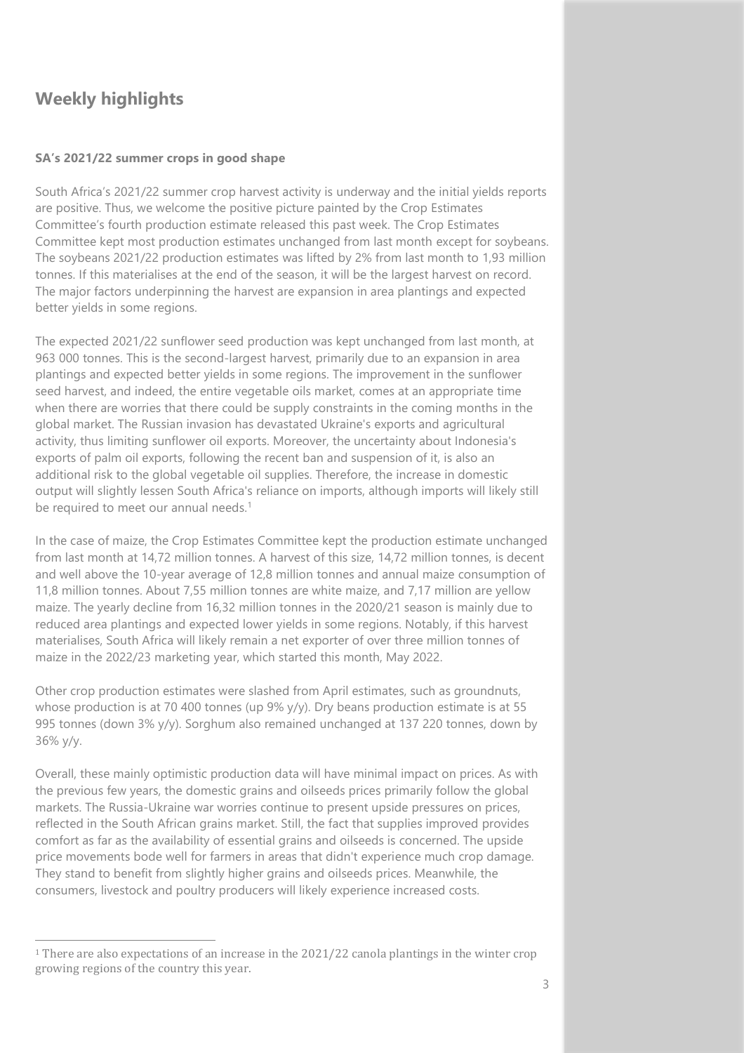## Weekly highlights

### SA's 2021/22 summer crops in good shape

South Africa's 2021/22 summer crop harvest activity is underway and the initial yields reports are positive. Thus, we welcome the positive picture painted by the Crop Estimates Committee's fourth production estimate released this past week. The Crop Estimates Committee kept most production estimates unchanged from last month except for soybeans. The soybeans 2021/22 production estimates was lifted by 2% from last month to 1,93 million tonnes. If this materialises at the end of the season, it will be the largest harvest on record. The major factors underpinning the harvest are expansion in area plantings and expected better yields in some regions.

The expected 2021/22 sunflower seed production was kept unchanged from last month, at 963 000 tonnes. This is the second-largest harvest, primarily due to an expansion in area plantings and expected better yields in some regions. The improvement in the sunflower seed harvest, and indeed, the entire vegetable oils market, comes at an appropriate time when there are worries that there could be supply constraints in the coming months in the global market. The Russian invasion has devastated Ukraine's exports and agricultural activity, thus limiting sunflower oil exports. Moreover, the uncertainty about Indonesia's exports of palm oil exports, following the recent ban and suspension of it, is also an additional risk to the global vegetable oil supplies. Therefore, the increase in domestic output will slightly lessen South Africa's reliance on imports, although imports will likely still be required to meet our annual needs.[1]

In the case of maize, the Crop Estimates Committee kept the production estimate unchanged from last month at 14,72 million tonnes. A harvest of this size, 14,72 million tonnes, is decent and well above the 10-year average of 12,8 million tonnes and annual maize consumption of 11,8 million tonnes. About 7,55 million tonnes are white maize, and 7,17 million are yellow maize. The yearly decline from 16,32 million tonnes in the 2020/21 season is mainly due to reduced area plantings and expected lower yields in some regions. Notably, if this harvest materialises, South Africa will likely remain a net exporter of over three million tonnes of maize in the 2022/23 marketing year, which started this month, May 2022.

Other crop production estimates were slashed from April estimates, such as groundnuts, whose production is at 70 400 tonnes (up 9% y/y). Dry beans production estimate is at 55 995 tonnes (down 3% y/y). Sorghum also remained unchanged at 137 220 tonnes, down by 36% y/y.

Overall, these mainly optimistic production data will have minimal impact on prices. As with the previous few years, the domestic grains and oilseeds prices primarily follow the global markets. The Russia-Ukraine war worries continue to present upside pressures on prices, reflected in the South African grains market. Still, the fact that supplies improved provides comfort as far as the availability of essential grains and oilseeds is concerned. The upside price movements bode well for farmers in areas that didn't experience much crop damage. They stand to benefit from slightly higher grains and oilseeds prices. Meanwhile, the consumers, livestock and poultry producers will likely experience increased costs.

---

[1] There are also expectations of an increase in the 2021/22 canola plantings in the winter crop growing regions of the country this year.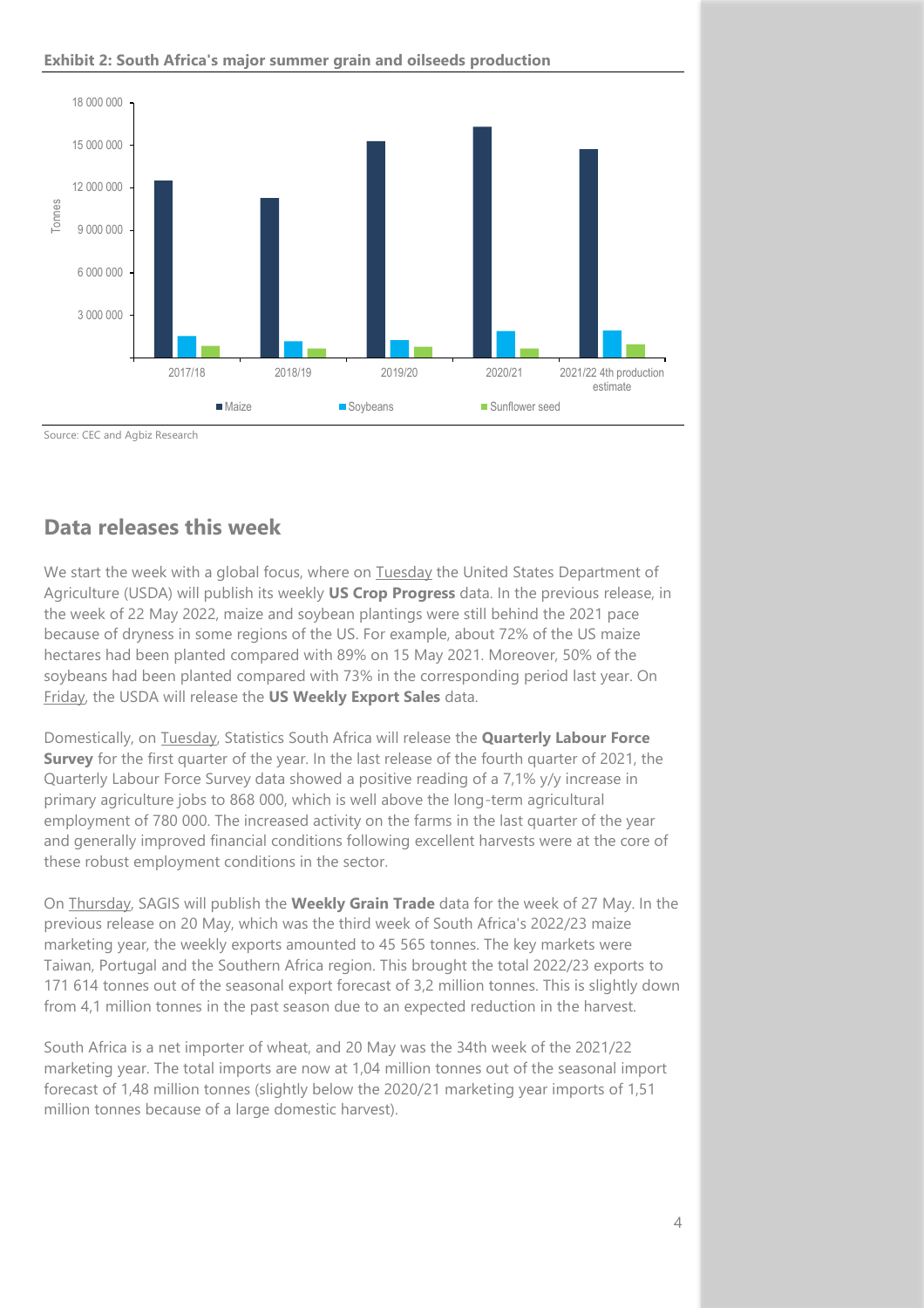**Exhibit 2: South Africa's major summer grain and oilseeds production**

Source: CEC and Agbiz Research

## Data releases this week

We start the week with a global focus, where on Tuesday the United States Department of Agriculture (USDA) will publish its weekly **US Crop Progress** data. In the previous release, in the week of 22 May 2022, maize and soybean plantings were still behind the 2021 pace because of dryness in some regions of the US. For example, about 72% of the US maize hectares had been planted compared with 89% on 15 May 2021. Moreover, 50% of the soybeans had been planted compared with 73% in the corresponding period last year. On Friday, the USDA will release the **US Weekly Export Sales** data.

Domestically, on Tuesday, Statistics South Africa will release the **Quarterly Labour Force Survey** for the first quarter of the year. In the last release of the fourth quarter of 2021, the Quarterly Labour Force Survey data showed a positive reading of a 7,1% y/y increase in primary agriculture jobs to 868 000, which is well above the long-term agricultural employment of 780 000. The increased activity on the farms in the last quarter of the year and generally improved financial conditions following excellent harvests were at the core of these robust employment conditions in the sector.

On Thursday, SAGIS will publish the **Weekly Grain Trade** data for the week of 27 May. In the previous release on 20 May, which was the third week of South Africa's 2022/23 maize marketing year, the weekly exports amounted to 45 565 tonnes. The key markets were Taiwan, Portugal and the Southern Africa region. This brought the total 2022/23 exports to 171 614 tonnes out of the seasonal export forecast of 3,2 million tonnes. This is slightly down from 4,1 million tonnes in the past season due to an expected reduction in the harvest.

South Africa is a net importer of wheat, and 20 May was the 34th week of the 2021/22 marketing year. The total imports are now at 1,04 million tonnes out of the seasonal import forecast of 1,48 million tonnes (slightly below the 2020/21 marketing year imports of 1,51 million tonnes because of a large domestic harvest).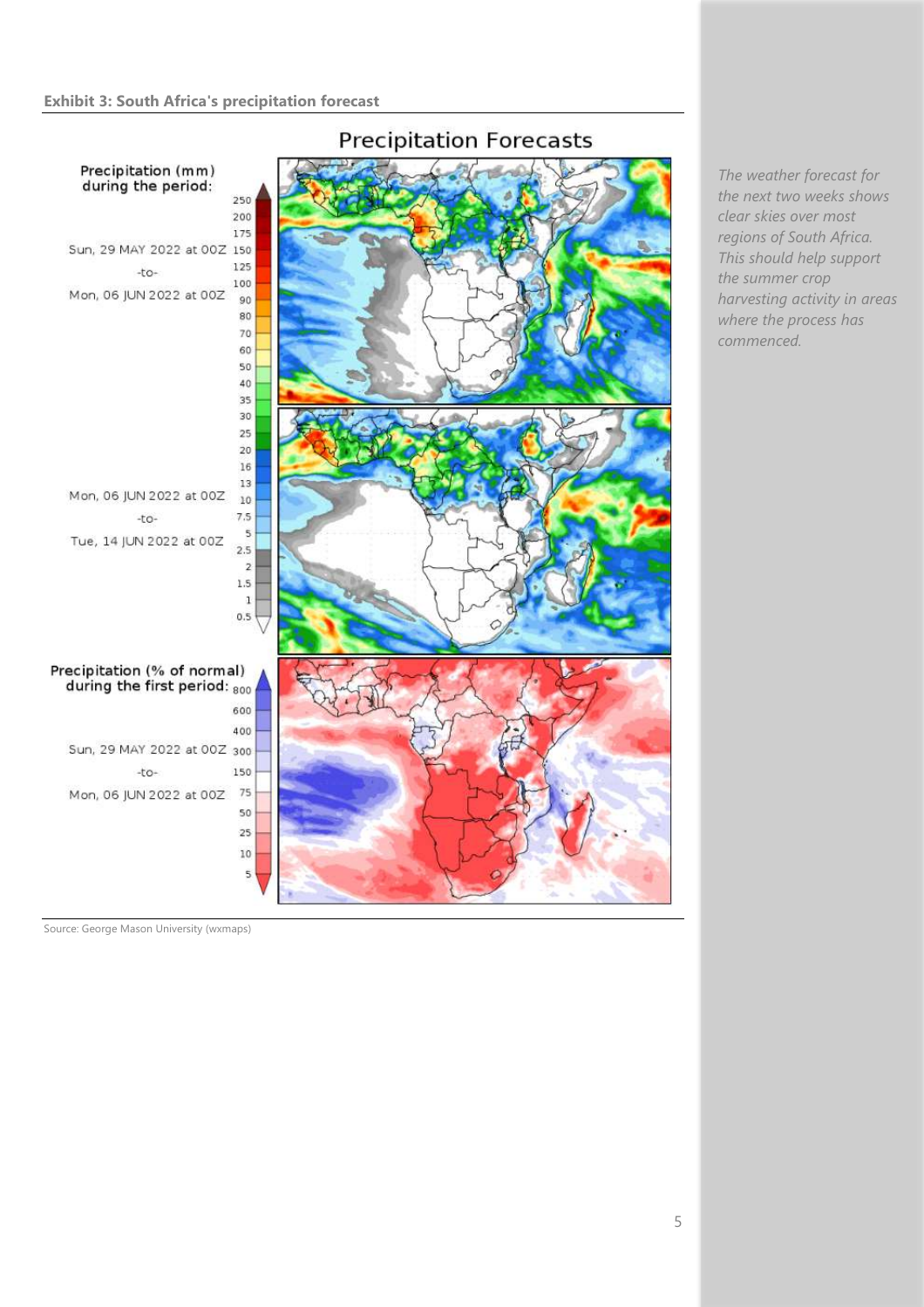**Exhibit 3: South Africa's precipitation forecast**

Precipitation Forecasts

Precipitation (mm) during the period:

Sun, 29 MAY 2022 at 00Z -to- Mon, 06 JUN 2022 at 00Z

Mon, 06 JUN 2022 at 00Z -to- Tue, 14 JUN 2022 at 00Z

250, 200, 175, 150, 125, 100, 90, 80, 70, 60, 50, 40, 35, 30, 25, 20, 16, 13, 10, 7.5, 5, 2.5, 2, 1.5, 1, 0.5

Precipitation (% of normal) during the first period:

Sun, 29 MAY 2022 at 00Z -to- Mon, 06 JUN 2022 at 00Z

800, 600, 400, 300, 150, 75, 50, 25, 10, 5

Source: George Mason University (wxmaps)

*The weather forecast for the next two weeks shows clear skies over most regions of South Africa. This should help support the summer crop harvesting activity in areas where the process has commenced.*